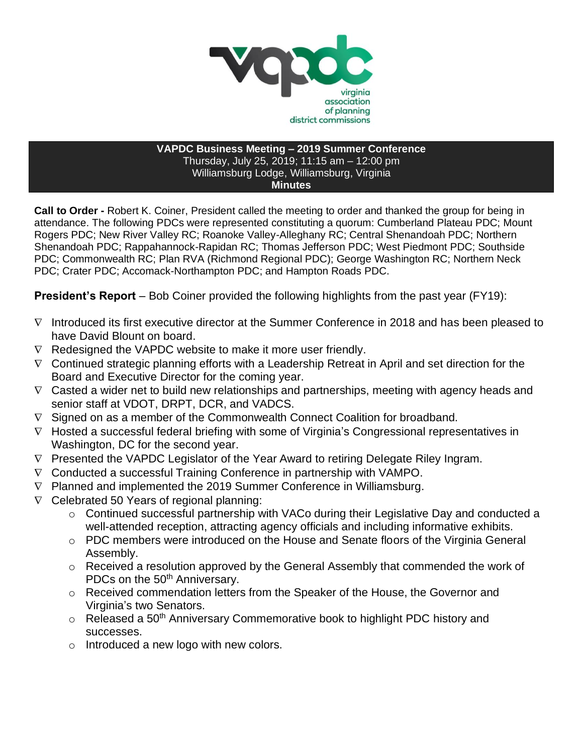virginia association of planning district commissions

**VAPDC Business Meeting – 2019 Summer Conference**
Thursday, July 25, 2019; 11:15 am – 12:00 pm
Williamsburg Lodge, Williamsburg, Virginia
**Minutes**

**Call to Order -** Robert K. Coiner, President called the meeting to order and thanked the group for being in attendance. The following PDCs were represented constituting a quorum: Cumberland Plateau PDC; Mount Rogers PDC; New River Valley RC; Roanoke Valley-Alleghany RC; Central Shenandoah PDC; Northern Shenandoah PDC; Rappahannock-Rapidan RC; Thomas Jefferson PDC; West Piedmont PDC; Southside PDC; Commonwealth RC; Plan RVA (Richmond Regional PDC); George Washington RC; Northern Neck PDC; Crater PDC; Accomack-Northampton PDC; and Hampton Roads PDC.

**President's Report** – Bob Coiner provided the following highlights from the past year (FY19):

- Introduced its first executive director at the Summer Conference in 2018 and has been pleased to have David Blount on board.
- Redesigned the VAPDC website to make it more user friendly.
- Continued strategic planning efforts with a Leadership Retreat in April and set direction for the Board and Executive Director for the coming year.
- Casted a wider net to build new relationships and partnerships, meeting with agency heads and senior staff at VDOT, DRPT, DCR, and VADCS.
- Signed on as a member of the Commonwealth Connect Coalition for broadband.
- Hosted a successful federal briefing with some of Virginia's Congressional representatives in Washington, DC for the second year.
- Presented the VAPDC Legislator of the Year Award to retiring Delegate Riley Ingram.
- Conducted a successful Training Conference in partnership with VAMPO.
- Planned and implemented the 2019 Summer Conference in Williamsburg.
- Celebrated 50 Years of regional planning:
  - Continued successful partnership with VACo during their Legislative Day and conducted a well-attended reception, attracting agency officials and including informative exhibits.
  - PDC members were introduced on the House and Senate floors of the Virginia General Assembly.
  - Received a resolution approved by the General Assembly that commended the work of PDCs on the 50th Anniversary.
  - Received commendation letters from the Speaker of the House, the Governor and Virginia's two Senators.
  - Released a 50th Anniversary Commemorative book to highlight PDC history and successes.
  - Introduced a new logo with new colors.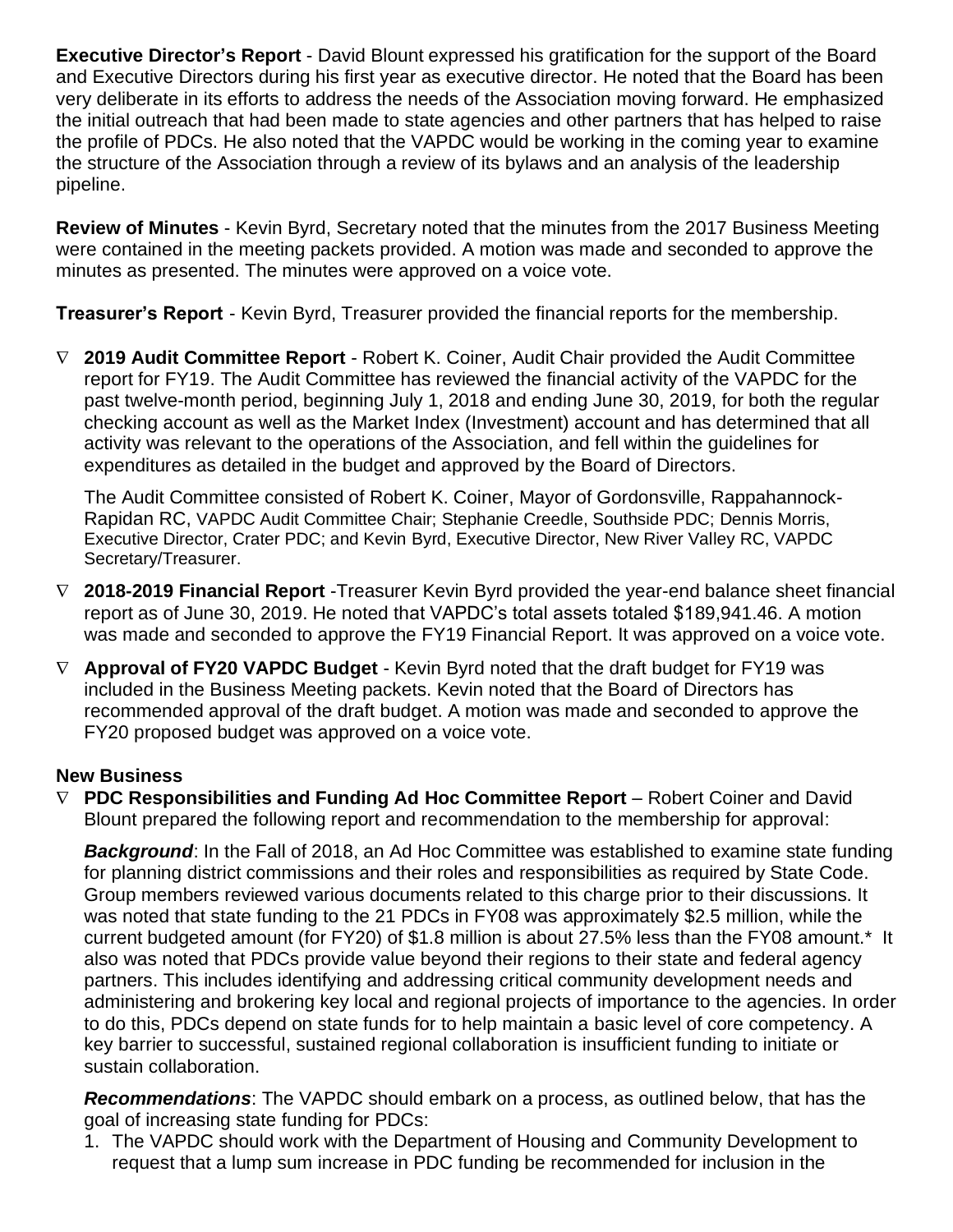**Executive Director's Report** - David Blount expressed his gratification for the support of the Board and Executive Directors during his first year as executive director. He noted that the Board has been very deliberate in its efforts to address the needs of the Association moving forward. He emphasized the initial outreach that had been made to state agencies and other partners that has helped to raise the profile of PDCs. He also noted that the VAPDC would be working in the coming year to examine the structure of the Association through a review of its bylaws and an analysis of the leadership pipeline.

**Review of Minutes** - Kevin Byrd, Secretary noted that the minutes from the 2017 Business Meeting were contained in the meeting packets provided. A motion was made and seconded to approve the minutes as presented. The minutes were approved on a voice vote.

**Treasurer's Report** - Kevin Byrd, Treasurer provided the financial reports for the membership.

- **2019 Audit Committee Report** - Robert K. Coiner, Audit Chair provided the Audit Committee report for FY19. The Audit Committee has reviewed the financial activity of the VAPDC for the past twelve-month period, beginning July 1, 2018 and ending June 30, 2019, for both the regular checking account as well as the Market Index (Investment) account and has determined that all activity was relevant to the operations of the Association, and fell within the guidelines for expenditures as detailed in the budget and approved by the Board of Directors.

  The Audit Committee consisted of Robert K. Coiner, Mayor of Gordonsville, Rappahannock-Rapidan RC, VAPDC Audit Committee Chair; Stephanie Creedle, Southside PDC; Dennis Morris, Executive Director, Crater PDC; and Kevin Byrd, Executive Director, New River Valley RC, VAPDC Secretary/Treasurer.

- **2018-2019 Financial Report** -Treasurer Kevin Byrd provided the year-end balance sheet financial report as of June 30, 2019. He noted that VAPDC's total assets totaled $189,941.46. A motion was made and seconded to approve the FY19 Financial Report. It was approved on a voice vote.

- **Approval of FY20 VAPDC Budget** - Kevin Byrd noted that the draft budget for FY19 was included in the Business Meeting packets. Kevin noted that the Board of Directors has recommended approval of the draft budget. A motion was made and seconded to approve the FY20 proposed budget was approved on a voice vote.

**New Business**

- **PDC Responsibilities and Funding Ad Hoc Committee Report** – Robert Coiner and David Blount prepared the following report and recommendation to the membership for approval:

  ***Background***: In the Fall of 2018, an Ad Hoc Committee was established to examine state funding for planning district commissions and their roles and responsibilities as required by State Code. Group members reviewed various documents related to this charge prior to their discussions. It was noted that state funding to the 21 PDCs in FY08 was approximately $2.5 million, while the current budgeted amount (for FY20) of $1.8 million is about 27.5% less than the FY08 amount.* It also was noted that PDCs provide value beyond their regions to their state and federal agency partners. This includes identifying and addressing critical community development needs and administering and brokering key local and regional projects of importance to the agencies. In order to do this, PDCs depend on state funds for to help maintain a basic level of core competency. A key barrier to successful, sustained regional collaboration is insufficient funding to initiate or sustain collaboration.

  ***Recommendations***: The VAPDC should embark on a process, as outlined below, that has the goal of increasing state funding for PDCs:

  1. The VAPDC should work with the Department of Housing and Community Development to request that a lump sum increase in PDC funding be recommended for inclusion in the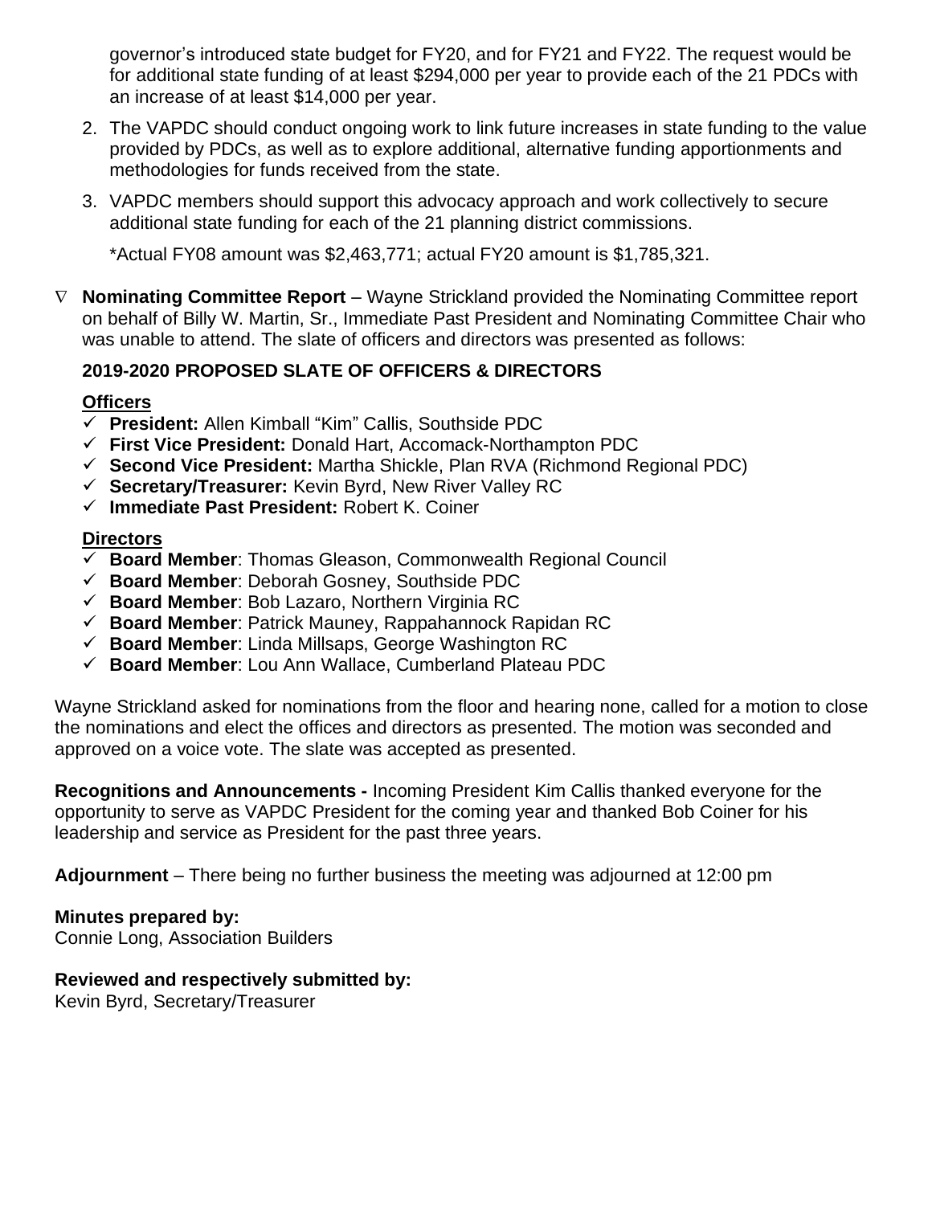governor's introduced state budget for FY20, and for FY21 and FY22. The request would be for additional state funding of at least $294,000 per year to provide each of the 21 PDCs with an increase of at least $14,000 per year.

2. The VAPDC should conduct ongoing work to link future increases in state funding to the value provided by PDCs, as well as to explore additional, alternative funding apportionments and methodologies for funds received from the state.
3. VAPDC members should support this advocacy approach and work collectively to secure additional state funding for each of the 21 planning district commissions.

   *Actual FY08 amount was $2,463,771; actual FY20 amount is $1,785,321.

∇ **Nominating Committee Report** – Wayne Strickland provided the Nominating Committee report on behalf of Billy W. Martin, Sr., Immediate Past President and Nominating Committee Chair who was unable to attend. The slate of officers and directors was presented as follows:

**2019-2020 PROPOSED SLATE OF OFFICERS & DIRECTORS**

**Officers**

- ✓ **President:** Allen Kimball "Kim" Callis, Southside PDC
- ✓ **First Vice President:** Donald Hart, Accomack-Northampton PDC
- ✓ **Second Vice President:** Martha Shickle, Plan RVA (Richmond Regional PDC)
- ✓ **Secretary/Treasurer:** Kevin Byrd, New River Valley RC
- ✓ **Immediate Past President:** Robert K. Coiner

**Directors**

- ✓ **Board Member**: Thomas Gleason, Commonwealth Regional Council
- ✓ **Board Member**: Deborah Gosney, Southside PDC
- ✓ **Board Member**: Bob Lazaro, Northern Virginia RC
- ✓ **Board Member**: Patrick Mauney, Rappahannock Rapidan RC
- ✓ **Board Member**: Linda Millsaps, George Washington RC
- ✓ **Board Member**: Lou Ann Wallace, Cumberland Plateau PDC

Wayne Strickland asked for nominations from the floor and hearing none, called for a motion to close the nominations and elect the offices and directors as presented. The motion was seconded and approved on a voice vote. The slate was accepted as presented.

**Recognitions and Announcements -** Incoming President Kim Callis thanked everyone for the opportunity to serve as VAPDC President for the coming year and thanked Bob Coiner for his leadership and service as President for the past three years.

**Adjournment** – There being no further business the meeting was adjourned at 12:00 pm

**Minutes prepared by:**
Connie Long, Association Builders

**Reviewed and respectively submitted by:**
Kevin Byrd, Secretary/Treasurer